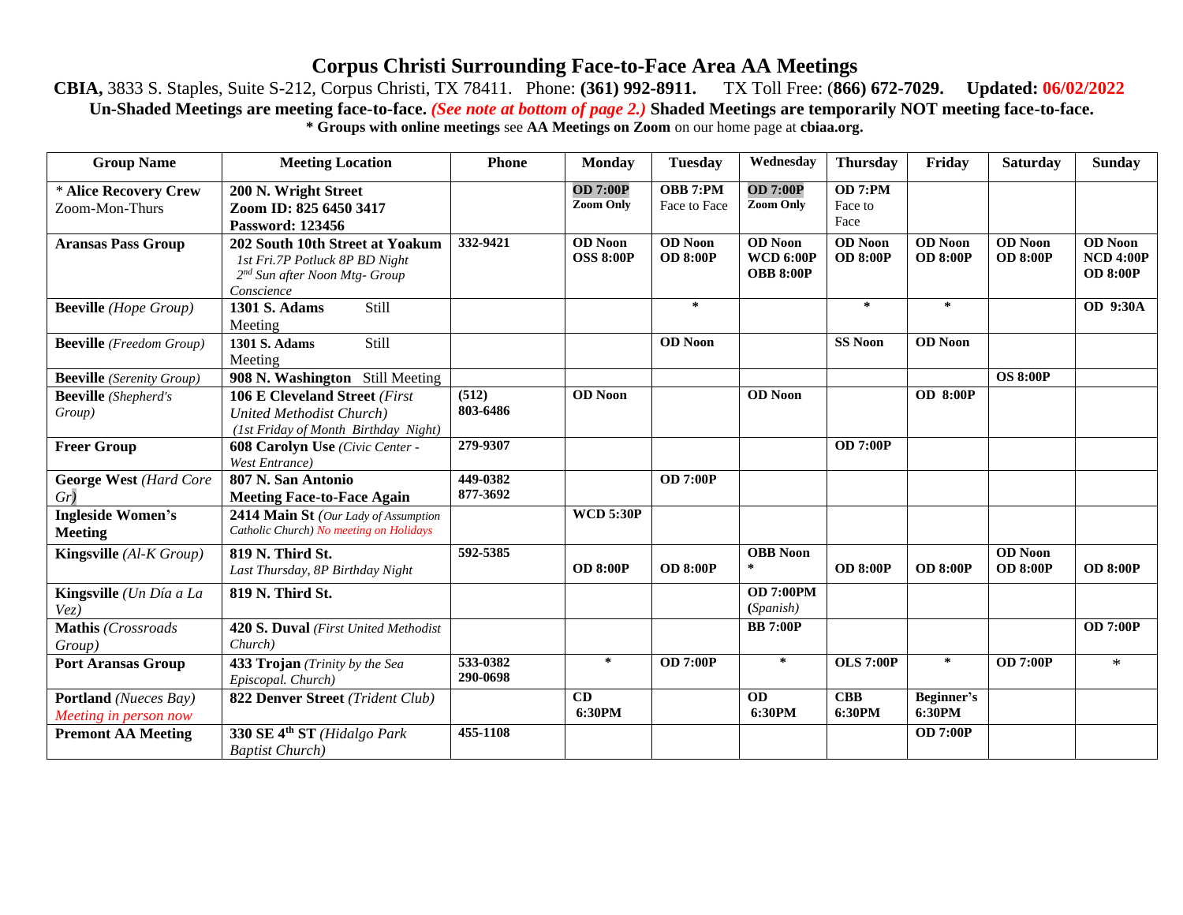# Corpus Christi Surrounding Face-to-Face Area AA Meetings

**CBIA,** 3833 S. Staples, Suite S-212, Corpus Christi, TX 78411. Phone: **(361) 992-8911.** TX Toll Free: (**866) 672-7029.** **Updated: 06/02/2022**

**Un-Shaded Meetings are meeting face-to-face.** ***(See note at bottom of page 2.)*** **Shaded Meetings are temporarily NOT meeting face-to-face.**

**\* Groups with online meetings** see **AA Meetings on Zoom** on our home page at **cbiaa.org.**

| Group Name | Meeting Location | Phone | Monday | Tuesday | Wednesday | Thursday | Friday | Saturday | Sunday |
|---|---|---|---|---|---|---|---|---|---|
| * **Alice Recovery Crew** Zoom-Mon-Thurs | **200 N. Wright Street** **Zoom ID: 825 6450 3417** **Password: 123456** | | **OD 7:00P** **Zoom Only** | **OBB 7:PM** Face to Face | **OD 7:00P** **Zoom Only** | **OD 7:PM** Face to Face | | | |
| **Aransas Pass Group** | **202 South 10th Street at Yoakum** *1st Fri.7P Potluck 8P BD Night* *2nd Sun after Noon Mtg- Group Conscience* | **332-9421** | **OD Noon** **OSS 8:00P** | **OD Noon** **OD 8:00P** | **OD Noon** **WCD 6:00P** **OBB 8:00P** | **OD Noon** **OD 8:00P** | **OD Noon** **OD 8:00P** | **OD Noon** **OD 8:00P** | **OD Noon** **NCD 4:00P** **OD 8:00P** |
| **Beeville** *(Hope Group)* | **1301 S. Adams** Still Meeting | | | * | | * | * | | **OD 9:30A** |
| **Beeville** *(Freedom Group)* | **1301 S. Adams** Still Meeting | | | **OD Noon** | | **SS Noon** | **OD Noon** | | |
| **Beeville** *(Serenity Group)* | **908 N. Washington** Still Meeting | | | | | | | **OS 8:00P** | |
| **Beeville** *(Shepherd's Group)* | **106 E Cleveland Street** *(First United Methodist Church)* *(1st Friday of Month Birthday Night)* | **(512) 803-6486** | **OD Noon** | | **OD Noon** | | **OD 8:00P** | | |
| **Freer Group** | **608 Carolyn Use** *(Civic Center - West Entrance)* | **279-9307** | | | | **OD 7:00P** | | | |
| **George West** *(Hard Core Gr)* | **807 N. San Antonio** **Meeting Face-to-Face Again** | **449-0382** **877-3692** | | **OD 7:00P** | | | | | |
| **Ingleside Women's Meeting** | **2414 Main St** *(Our Lady of Assumption Catholic Church) No meeting on Holidays* | | **WCD 5:30P** | | | | | | |
| **Kingsville** *(Al-K Group)* | **819 N. Third St.** *Last Thursday, 8P Birthday Night* | **592-5385** | **OD 8:00P** | **OD 8:00P** | **OBB Noon** * | **OD 8:00P** | **OD 8:00P** | **OD Noon** **OD 8:00P** | **OD 8:00P** |
| **Kingsville** *(Un Día a La Vez)* | **819 N. Third St.** | | | | **OD 7:00PM** *(Spanish)* | | | | |
| **Mathis** *(Crossroads Group)* | **420 S. Duval** *(First United Methodist Church)* | | | | **BB 7:00P** | | | | **OD 7:00P** |
| **Port Aransas Group** | **433 Trojan** *(Trinity by the Sea Episcopal. Church)* | **533-0382** **290-0698** | * | **OD 7:00P** | * | **OLS 7:00P** | * | **OD 7:00P** | * |
| **Portland** *(Nueces Bay)* *Meeting in person now* | **822 Denver Street** *(Trident Club)* | | **CD 6:30PM** | | **OD 6:30PM** | **CBB 6:30PM** | **Beginner's 6:30PM** | | |
| **Premont AA Meeting** | **330 SE 4th ST** *(Hidalgo Park Baptist Church)* | **455-1108** | | | | | **OD 7:00P** | | |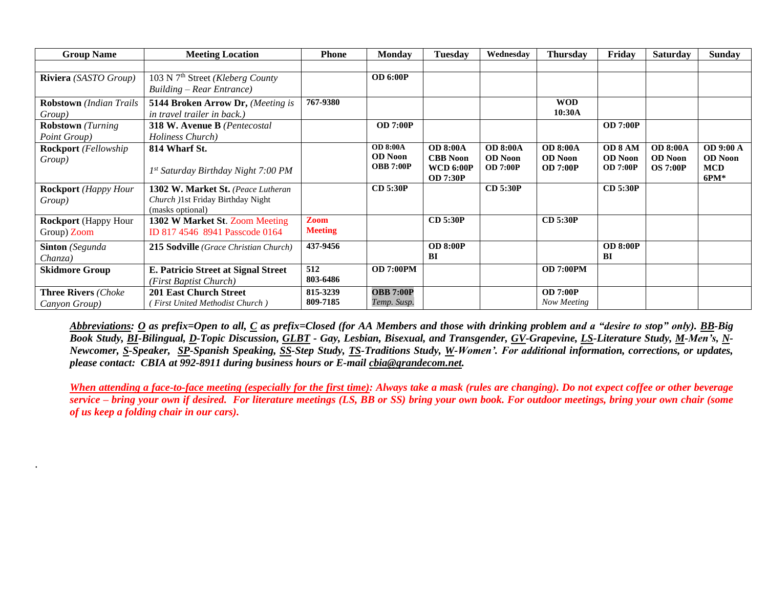| Group Name | Meeting Location | Phone | Monday | Tuesday | Wednesday | Thursday | Friday | Saturday | Sunday |
|---|---|---|---|---|---|---|---|---|---|
| | | | | | | | | | |
| **Riviera** *(SASTO Group)* | 103 N 7th Street *(Kleberg County Building – Rear Entrance)* | | **OD 6:00P** | | | | | | |
| **Robstown** *(Indian Trails Group)* | **5144 Broken Arrow Dr,** *(Meeting is in travel trailer in back.)* | **767-9380** | | | | **WOD 10:30A** | | | |
| **Robstown** *(Turning Point Group)* | **318 W. Avenue B** *(Pentecostal Holiness Church)* | | **OD 7:00P** | | | | **OD 7:00P** | | |
| **Rockport** *(Fellowship Group)* | **814 Wharf St.** *1st Saturday Birthday Night 7:00 PM* | | **OD 8:00A OD Noon OBB 7:00P** | **OD 8:00A CBB Noon WCD 6:00P OD 7:30P** | **OD 8:00A OD Noon OD 7:00P** | **OD 8:00A OD Noon OD 7:00P** | **OD 8 AM OD Noon OD 7:00P** | **OD 8:00A OD Noon OS 7:00P** | **OD 9:00 A OD Noon MCD 6PM*** |
| **Rockport** *(Happy Hour Group)* | **1302 W. Market St.** *(Peace Lutheran Church )*1st Friday Birthday Night (masks optional) | | **CD 5:30P** | | **CD 5:30P** | | **CD 5:30P** | | |
| **Rockport** (Happy Hour Group) Zoom | **1302 W Market St**. Zoom Meeting ID 817 4546 8941 Passcode 0164 | **Zoom Meeting** | | **CD 5:30P** | | **CD 5:30P** | | | |
| **Sinton** *(Segunda Chanza)* | **215 Sodville** *(Grace Christian Church)* | **437-9456** | | **OD 8:00P BI** | | | **OD 8:00P BI** | | |
| **Skidmore Group** | **E. Patricio Street at Signal Street** *(First Baptist Church)* | **512 803-6486** | **OD 7:00PM** | | | **OD 7:00PM** | | | |
| **Three Rivers** *(Choke Canyon Group)* | **201 East Church Street** *( First United Methodist Church )* | **815-3239 809-7185** | **OBB 7:00P** *Temp. Susp.* | | | **OD 7:00P** *Now Meeting* | | | |

***Abbreviations:*** ***O as prefix=Open to all, C as prefix=Closed (for AA Members and those with drinking problem and a "desire to stop" only). BB-Big Book Study, BI-Bilingual, D-Topic Discussion, GLBT - Gay, Lesbian, Bisexual, and Transgender, GV-Grapevine, LS-Literature Study, M-Men's, N-Newcomer, S-Speaker, SP-Spanish Speaking, SS-Step Study, TS-Traditions Study, W-Women'. For additional information, corrections, or updates, please contact: CBIA at 992-8911 during business hours or E-mail cbia@grandecom.net.***

***When attending a face-to-face meeting (especially for the first time): Always take a mask (rules are changing). Do not expect coffee or other beverage service – bring your own if desired. For literature meetings (LS, BB or SS) bring your own book. For outdoor meetings, bring your own chair (some of us keep a folding chair in our cars).***